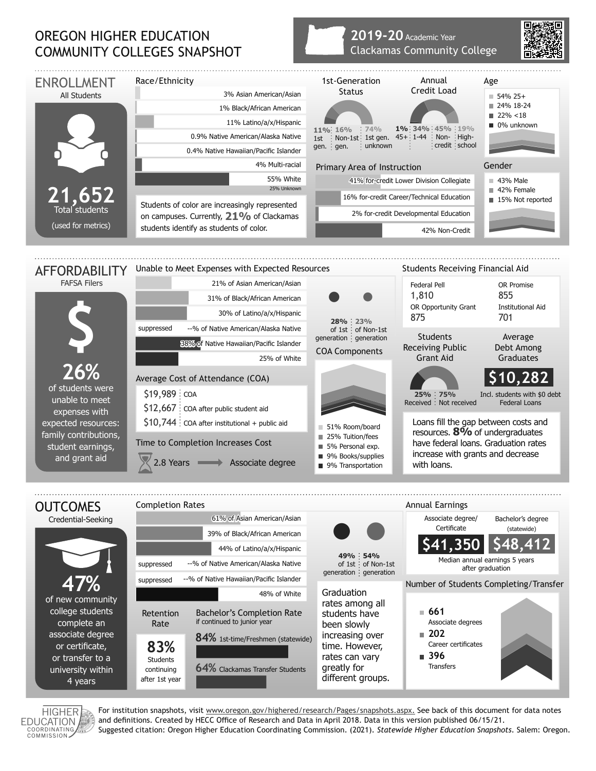# OREGON HIGHER EDUCATION COMMUNITY COLLEGES SNAPSHOT

**2019-20** Academic Year
Clackamas Community College

## ENROLLMENT

All Students

**21,652**
Total students
(used for metrics)

### Race/Ethnicity

- 3% Asian American/Asian
- 1% Black/African American
- 11% Latino/a/x/Hispanic
- 0.9% Native American/Alaska Native
- 0.4% Native Hawaiian/Pacific Islander
- 4% Multi-racial
- 55% White
- 25% Unknown

Students of color are increasingly represented on campuses. Currently, **21%** of Clackamas students identify as students of color.

### 1st-Generation Status

- 11% 1st gen.
- 16% Non-1st gen.
- 74% 1st gen. unknown

### Annual Credit Load

- 1% 45+
- 34% 1-44
- 45% Non-credit
- 19% High-school

### Age

- 54% 25+
- 24% 18-24
- 22% <18
- 0% unknown

### Primary Area of Instruction

- 41% for-credit Lower Division Collegiate
- 16% for-credit Career/Technical Education
- 2% for-credit Developmental Education
- 42% Non-Credit

### Gender

- 43% Male
- 42% Female
- 15% Not reported

## AFFORDABILITY

FAFSA Filers

**26%**
of students were unable to meet expenses with expected resources: family contributions, student earnings, and grant aid

### Unable to Meet Expenses with Expected Resources

- 21% of Asian American/Asian
- 31% of Black/African American
- 30% of Latino/a/x/Hispanic
- suppressed --% of Native American/Alaska Native
- 38% of Native Hawaiian/Pacific Islander
- 25% of White

- 28% of 1st generation
- 23% of Non-1st generation

### Average Cost of Attendance (COA)

- $19,989 COA
- $12,667 COA after public student aid
- $10,744 COA after institutional + public aid

### COA Components

- 51% Room/board
- 25% Tuition/fees
- 5% Personal exp.
- 9% Books/supplies
- 9% Transportation

### Time to Completion Increases Cost

2.8 Years → Associate degree

### Students Receiving Financial Aid

| Federal Pell | OR Promise |
|---|---|
| 1,810 | 855 |
| **OR Opportunity Grant** | **Institutional Aid** |
| 875 | 701 |

### Students Receiving Public Grant Aid

- 25% Received
- 75% Not received

### Average Debt Among Graduates

**$10,282**
Incl. students with $0 debt Federal Loans

Loans fill the gap between costs and resources. **8%** of undergraduates have federal loans. Graduation rates increase with grants and decrease with loans.

## OUTCOMES

Credential-Seeking

**47%**
of new community college students complete an associate degree or certificate, or transfer to a university within 4 years

### Completion Rates

- 61% of Asian American/Asian
- 39% of Black/African American
- 44% of Latino/a/x/Hispanic
- suppressed --% of Native American/Alaska Native
- suppressed --% of Native Hawaiian/Pacific Islander
- 48% of White

- 49% of 1st generation
- 54% of Non-1st generation

Graduation rates among all students have been slowly increasing over time. However, rates can vary greatly for different groups.

### Retention Rate

**83%**
Students continuing after 1st year

### Bachelor's Completion Rate

if continued to junior year

- **84%** 1st-time/Freshmen (statewide)
- **64%** Clackamas Transfer Students

### Annual Earnings

| Associate degree/ Certificate | Bachelor's degree (statewide) |
|---|---|
| $41,350 | $48,412 |

Median annual earnings 5 years after graduation

### Number of Students Completing/Transfer

- **661** Associate degrees
- **202** Career certificates
- **396** Transfers

For institution snapshots, visit www.oregon.gov/highered/research/Pages/snapshots.aspx. See back of this document for data notes and definitions. Created by HECC Office of Research and Data in April 2018. Data in this version published 06/15/21.
Suggested citation: Oregon Higher Education Coordinating Commission. (2021). *Statewide Higher Education Snapshots*. Salem: Oregon.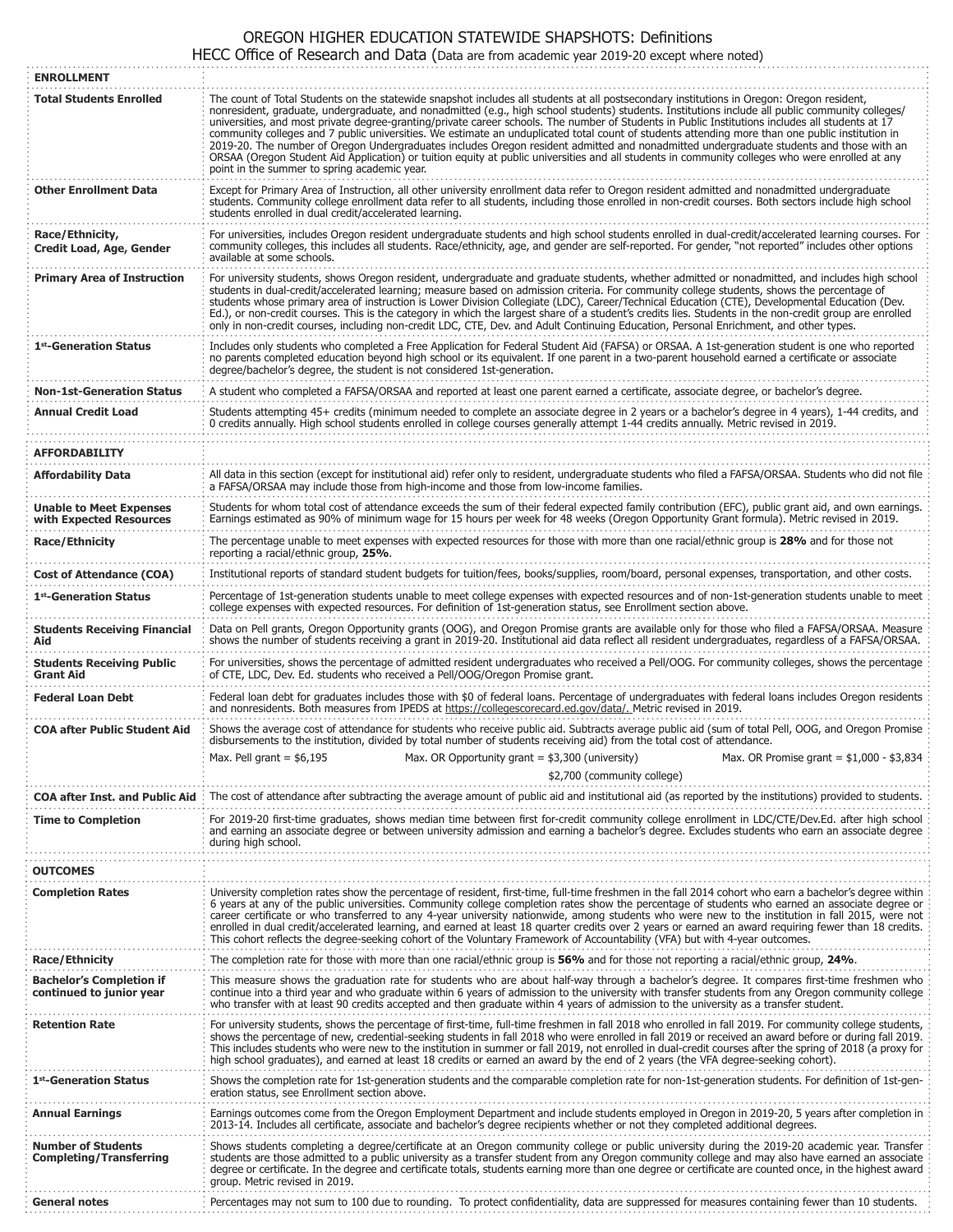# OREGON HIGHER EDUCATION STATEWIDE SHAPSHOTS: Definitions

## HECC Office of Research and Data (Data are from academic year 2019-20 except where noted)

| | |
|---|---|
| **ENROLLMENT** | |
| **Total Students Enrolled** | The count of Total Students on the statewide snapshot includes all students at all postsecondary institutions in Oregon: Oregon resident, nonresident, graduate, undergraduate, and nonadmitted (e.g., high school students) students. Institutions include all public community colleges/ universities, and most private degree-granting/private career schools. The number of Students in Public Institutions includes all students at 17 community colleges and 7 public universities. We estimate an unduplicated total count of students attending more than one public institution in 2019-20. The number of Oregon Undergraduates includes Oregon resident admitted and nonadmitted undergraduate students and those with an ORSAA (Oregon Student Aid Application) or tuition equity at public universities and all students in community colleges who were enrolled at any point in the summer to spring academic year. |
| **Other Enrollment Data** | Except for Primary Area of Instruction, all other university enrollment data refer to Oregon resident admitted and nonadmitted undergraduate students. Community college enrollment data refer to all students, including those enrolled in non-credit courses. Both sectors include high school students enrolled in dual credit/accelerated learning. |
| **Race/Ethnicity, Credit Load, Age, Gender** | For universities, includes Oregon resident undergraduate students and high school students enrolled in dual-credit/accelerated learning courses. For community colleges, this includes all students. Race/ethnicity, age, and gender are self-reported. For gender, "not reported" includes other options available at some schools. |
| **Primary Area of Instruction** | For university students, shows Oregon resident, undergraduate and graduate students, whether admitted or nonadmitted, and includes high school students in dual-credit/accelerated learning; measure based on admission criteria. For community college students, shows the percentage of students whose primary area of instruction is Lower Division Collegiate (LDC), Career/Technical Education (CTE), Developmental Education (Dev. Ed.), or non-credit courses. This is the category in which the largest share of a student's credits lies. Students in the non-credit group are enrolled only in non-credit courses, including non-credit LDC, CTE, Dev. and Adult Continuing Education, Personal Enrichment, and other types. |
| **1st-Generation Status** | Includes only students who completed a Free Application for Federal Student Aid (FAFSA) or ORSAA. A 1st-generation student is one who reported no parents completed education beyond high school or its equivalent. If one parent in a two-parent household earned a certificate or associate degree/bachelor's degree, the student is not considered 1st-generation. |
| **Non-1st-Generation Status** | A student who completed a FAFSA/ORSAA and reported at least one parent earned a certificate, associate degree, or bachelor's degree. |
| **Annual Credit Load** | Students attempting 45+ credits (minimum needed to complete an associate degree in 2 years or a bachelor's degree in 4 years), 1-44 credits, and 0 credits annually. High school students enrolled in college courses generally attempt 1-44 credits annually. Metric revised in 2019. |
| **AFFORDABILITY** | |
| **Affordability Data** | All data in this section (except for institutional aid) refer only to resident, undergraduate students who filed a FAFSA/ORSAA. Students who did not file a FAFSA/ORSAA may include those from high-income and those from low-income families. |
| **Unable to Meet Expenses with Expected Resources** | Students for whom total cost of attendance exceeds the sum of their federal expected family contribution (EFC), public grant aid, and own earnings. Earnings estimated as 90% of minimum wage for 15 hours per week for 48 weeks (Oregon Opportunity Grant formula). Metric revised in 2019. |
| **Race/Ethnicity** | The percentage unable to meet expenses with expected resources for those with more than one racial/ethnic group is **28%** and for those not reporting a racial/ethnic group, **25%**. |
| **Cost of Attendance (COA)** | Institutional reports of standard student budgets for tuition/fees, books/supplies, room/board, personal expenses, transportation, and other costs. |
| **1st-Generation Status** | Percentage of 1st-generation students unable to meet college expenses with expected resources and of non-1st-generation students unable to meet college expenses with expected resources. For definition of 1st-generation status, see Enrollment section above. |
| **Students Receiving Financial Aid** | Data on Pell grants, Oregon Opportunity grants (OOG), and Oregon Promise grants are available only for those who filed a FAFSA/ORSAA. Measure shows the number of students receiving a grant in 2019-20. Institutional aid data reflect all resident undergraduates, regardless of a FAFSA/ORSAA. |
| **Students Receiving Public Grant Aid** | For universities, shows the percentage of admitted resident undergraduates who received a Pell/OOG. For community colleges, shows the percentage of CTE, LDC, Dev. Ed. students who received a Pell/OOG/Oregon Promise grant. |
| **Federal Loan Debt** | Federal loan debt for graduates includes those with $0 of federal loans. Percentage of undergraduates with federal loans includes Oregon residents and nonresidents. Both measures from IPEDS at https://collegescorecard.ed.gov/data/. Metric revised in 2019. |
| **COA after Public Student Aid** | Shows the average cost of attendance for students who receive public aid. Subtracts average public aid (sum of total Pell, OOG, and Oregon Promise disbursements to the institution, divided by total number of students receiving aid) from the total cost of attendance. Max. Pell grant = $6,195; Max. OR Opportunity grant = $3,300 (university), $2,700 (community college); Max. OR Promise grant = $1,000 - $3,834 |
| **COA after Inst. and Public Aid** | The cost of attendance after subtracting the average amount of public aid and institutional aid (as reported by the institutions) provided to students. |
| **Time to Completion** | For 2019-20 first-time graduates, shows median time between first for-credit community college enrollment in LDC/CTE/Dev.Ed. after high school and earning an associate degree or between university admission and earning a bachelor's degree. Excludes students who earn an associate degree during high school. |
| **OUTCOMES** | |
| **Completion Rates** | University completion rates show the percentage of resident, first-time, full-time freshmen in the fall 2014 cohort who earn a bachelor's degree within 6 years at any of the public universities. Community college completion rates show the percentage of students who earned an associate degree or career certificate or who transferred to any 4-year university nationwide, among students who were new to the institution in fall 2015, were not enrolled in dual credit/accelerated learning, and earned at least 18 quarter credits over 2 years or earned an award requiring fewer than 18 credits. This cohort reflects the degree-seeking cohort of the Voluntary Framework of Accountability (VFA) but with 4-year outcomes. |
| **Race/Ethnicity** | The completion rate for those with more than one racial/ethnic group is **56%** and for those not reporting a racial/ethnic group, **24%**. |
| **Bachelor's Completion if continued to junior year** | This measure shows the graduation rate for students who are about half-way through a bachelor's degree. It compares first-time freshmen who continue into a third year and who graduate within 6 years of admission to the university with transfer students from any Oregon community college who transfer with at least 90 credits accepted and then graduate within 4 years of admission to the university as a transfer student. |
| **Retention Rate** | For university students, shows the percentage of first-time, full-time freshmen in fall 2018 who enrolled in fall 2019. For community college students, shows the percentage of new, credential-seeking students in fall 2018 who were enrolled in fall 2019 or received an award before or during fall 2019. This includes students who were new to the institution in summer or fall 2019, not enrolled in dual-credit courses after the spring of 2018 (a proxy for high school graduates), and earned at least 18 credits or earned an award by the end of 2 years (the VFA degree-seeking cohort). |
| **1st-Generation Status** | Shows the completion rate for 1st-generation students and the comparable completion rate for non-1st-generation students. For definition of 1st-generation status, see Enrollment section above. |
| **Annual Earnings** | Earnings outcomes come from the Oregon Employment Department and include students employed in Oregon in 2019-20, 5 years after completion in 2013-14. Includes all certificate, associate and bachelor's degree recipients whether or not they completed additional degrees. |
| **Number of Students Completing/Transferring** | Shows students completing a degree/certificate at an Oregon community college or public university during the 2019-20 academic year. Transfer students are those admitted to a public university as a transfer student from any Oregon community college and may also have earned an associate degree or certificate. In the degree and certificate totals, students earning more than one degree or certificate are counted once, in the highest award group. Metric revised in 2019. |
| **General notes** | Percentages may not sum to 100 due to rounding. To protect confidentiality, data are suppressed for measures containing fewer than 10 students. |